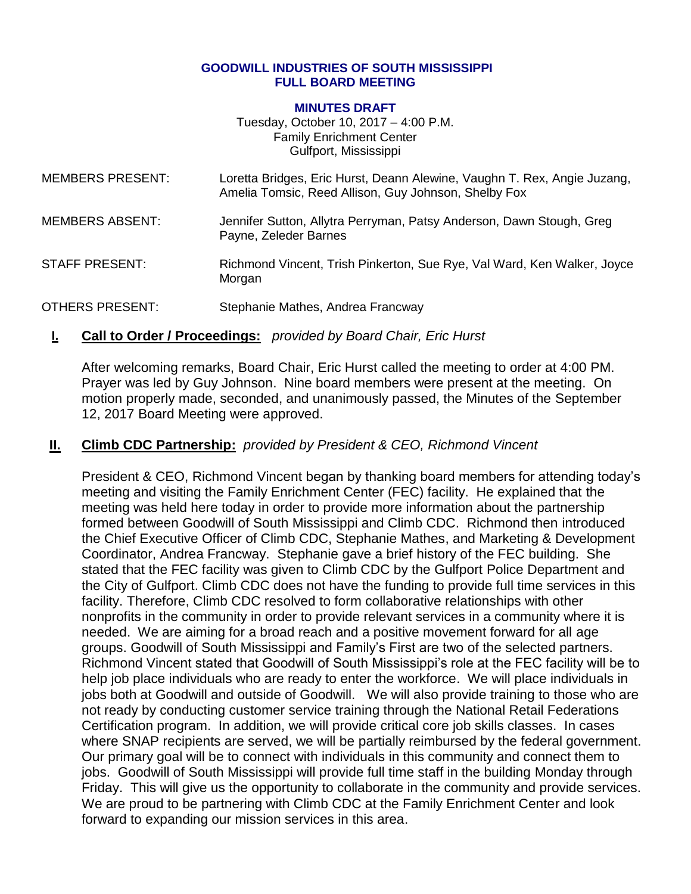# GOODWILL INDUSTRIES OF SOUTH MISSISSIPPI
# FULL BOARD MEETING

## MINUTES DRAFT

Tuesday, October 10, 2017 – 4:00 P.M.
Family Enrichment Center
Gulfport, Mississippi

| | |
|---|---|
| MEMBERS PRESENT: | Loretta Bridges, Eric Hurst, Deann Alewine, Vaughn T. Rex, Angie Juzang, Amelia Tomsic, Reed Allison, Guy Johnson, Shelby Fox |
| MEMBERS ABSENT: | Jennifer Sutton, Allytra Perryman, Patsy Anderson, Dawn Stough, Greg Payne, Zeleder Barnes |
| STAFF PRESENT: | Richmond Vincent, Trish Pinkerton, Sue Rye, Val Ward, Ken Walker, Joyce Morgan |
| OTHERS PRESENT: | Stephanie Mathes, Andrea Francway |

**I. Call to Order / Proceedings:** *provided by Board Chair, Eric Hurst*

After welcoming remarks, Board Chair, Eric Hurst called the meeting to order at 4:00 PM. Prayer was led by Guy Johnson. Nine board members were present at the meeting. On motion properly made, seconded, and unanimously passed, the Minutes of the September 12, 2017 Board Meeting were approved.

**II. Climb CDC Partnership:** *provided by President & CEO, Richmond Vincent*

President & CEO, Richmond Vincent began by thanking board members for attending today's meeting and visiting the Family Enrichment Center (FEC) facility. He explained that the meeting was held here today in order to provide more information about the partnership formed between Goodwill of South Mississippi and Climb CDC. Richmond then introduced the Chief Executive Officer of Climb CDC, Stephanie Mathes, and Marketing & Development Coordinator, Andrea Francway. Stephanie gave a brief history of the FEC building. She stated that the FEC facility was given to Climb CDC by the Gulfport Police Department and the City of Gulfport. Climb CDC does not have the funding to provide full time services in this facility. Therefore, Climb CDC resolved to form collaborative relationships with other nonprofits in the community in order to provide relevant services in a community where it is needed. We are aiming for a broad reach and a positive movement forward for all age groups. Goodwill of South Mississippi and Family's First are two of the selected partners. Richmond Vincent stated that Goodwill of South Mississippi's role at the FEC facility will be to help job place individuals who are ready to enter the workforce. We will place individuals in jobs both at Goodwill and outside of Goodwill. We will also provide training to those who are not ready by conducting customer service training through the National Retail Federations Certification program. In addition, we will provide critical core job skills classes. In cases where SNAP recipients are served, we will be partially reimbursed by the federal government. Our primary goal will be to connect with individuals in this community and connect them to jobs. Goodwill of South Mississippi will provide full time staff in the building Monday through Friday. This will give us the opportunity to collaborate in the community and provide services. We are proud to be partnering with Climb CDC at the Family Enrichment Center and look forward to expanding our mission services in this area.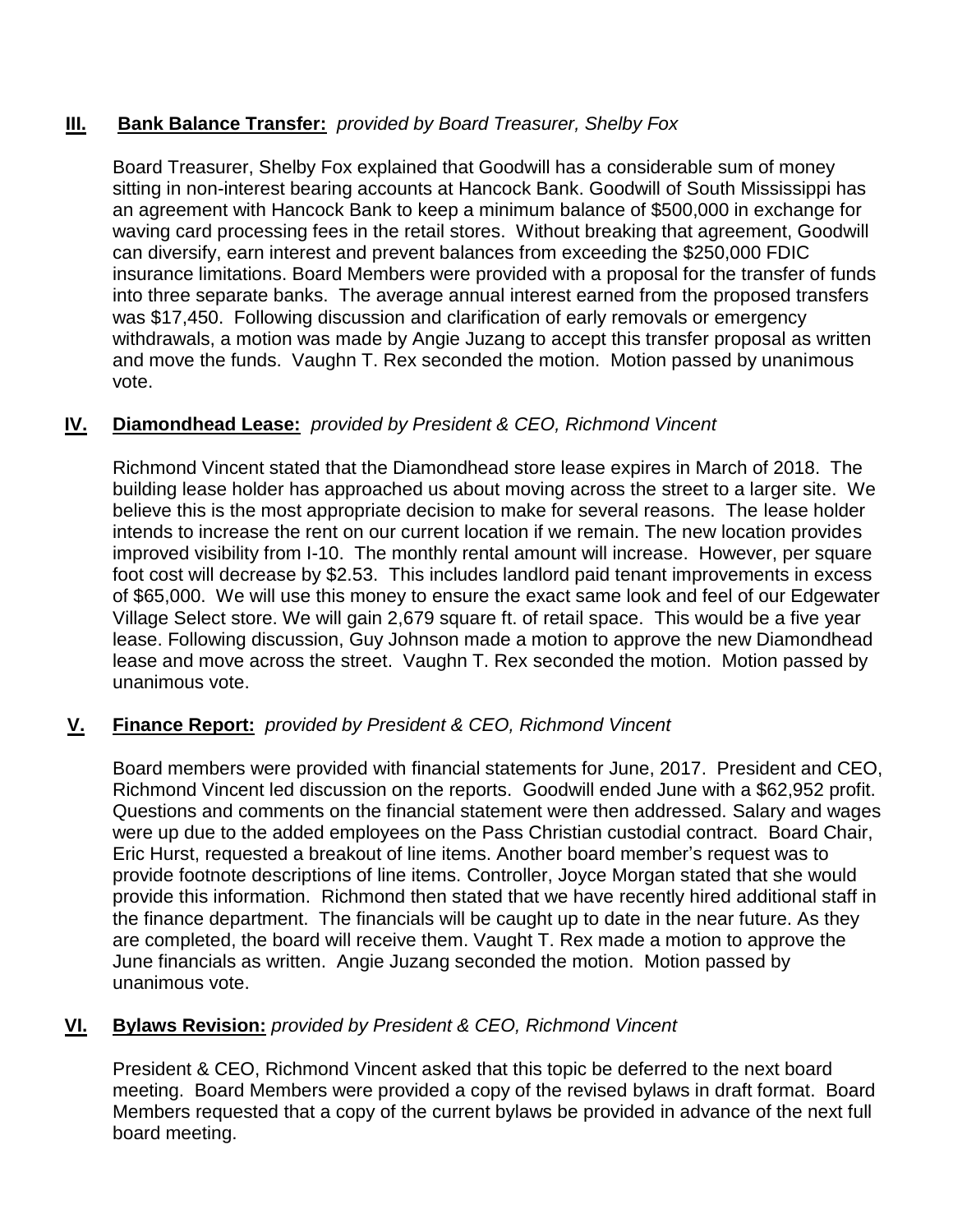## III. Bank Balance Transfer: *provided by Board Treasurer, Shelby Fox*

Board Treasurer, Shelby Fox explained that Goodwill has a considerable sum of money sitting in non-interest bearing accounts at Hancock Bank. Goodwill of South Mississippi has an agreement with Hancock Bank to keep a minimum balance of $500,000 in exchange for waving card processing fees in the retail stores. Without breaking that agreement, Goodwill can diversify, earn interest and prevent balances from exceeding the $250,000 FDIC insurance limitations. Board Members were provided with a proposal for the transfer of funds into three separate banks. The average annual interest earned from the proposed transfers was $17,450. Following discussion and clarification of early removals or emergency withdrawals, a motion was made by Angie Juzang to accept this transfer proposal as written and move the funds. Vaughn T. Rex seconded the motion. Motion passed by unanimous vote.

## IV. Diamondhead Lease: *provided by President & CEO, Richmond Vincent*

Richmond Vincent stated that the Diamondhead store lease expires in March of 2018. The building lease holder has approached us about moving across the street to a larger site. We believe this is the most appropriate decision to make for several reasons. The lease holder intends to increase the rent on our current location if we remain. The new location provides improved visibility from I-10. The monthly rental amount will increase. However, per square foot cost will decrease by $2.53. This includes landlord paid tenant improvements in excess of $65,000. We will use this money to ensure the exact same look and feel of our Edgewater Village Select store. We will gain 2,679 square ft. of retail space. This would be a five year lease. Following discussion, Guy Johnson made a motion to approve the new Diamondhead lease and move across the street. Vaughn T. Rex seconded the motion. Motion passed by unanimous vote.

## V. Finance Report: *provided by President & CEO, Richmond Vincent*

Board members were provided with financial statements for June, 2017. President and CEO, Richmond Vincent led discussion on the reports. Goodwill ended June with a $62,952 profit. Questions and comments on the financial statement were then addressed. Salary and wages were up due to the added employees on the Pass Christian custodial contract. Board Chair, Eric Hurst, requested a breakout of line items. Another board member's request was to provide footnote descriptions of line items. Controller, Joyce Morgan stated that she would provide this information. Richmond then stated that we have recently hired additional staff in the finance department. The financials will be caught up to date in the near future. As they are completed, the board will receive them. Vaught T. Rex made a motion to approve the June financials as written. Angie Juzang seconded the motion. Motion passed by unanimous vote.

## VI. Bylaws Revision: *provided by President & CEO, Richmond Vincent*

President & CEO, Richmond Vincent asked that this topic be deferred to the next board meeting. Board Members were provided a copy of the revised bylaws in draft format. Board Members requested that a copy of the current bylaws be provided in advance of the next full board meeting.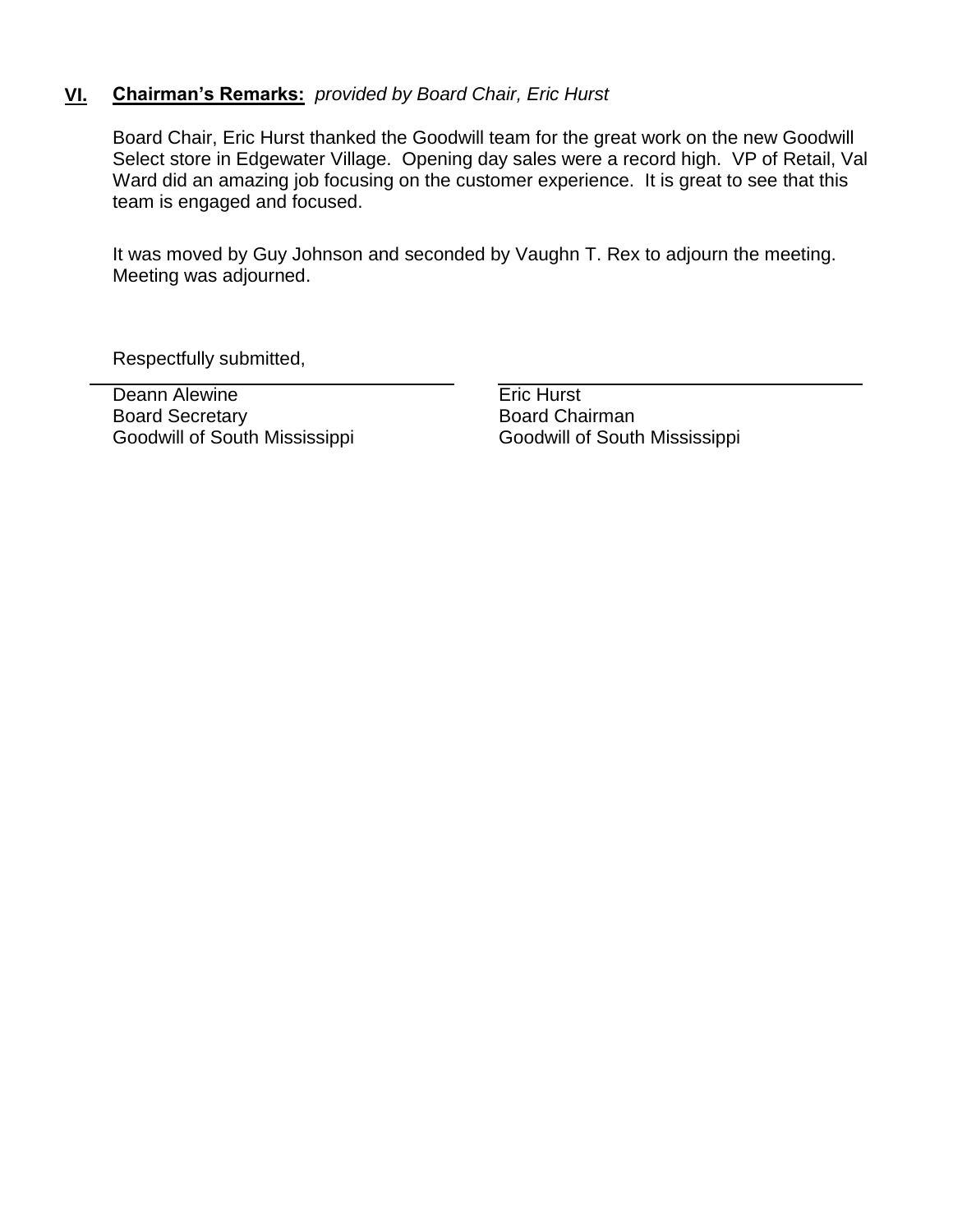## VI. **Chairman's Remarks:** *provided by Board Chair, Eric Hurst*

Board Chair, Eric Hurst thanked the Goodwill team for the great work on the new Goodwill Select store in Edgewater Village. Opening day sales were a record high. VP of Retail, Val Ward did an amazing job focusing on the customer experience. It is great to see that this team is engaged and focused.

It was moved by Guy Johnson and seconded by Vaughn T. Rex to adjourn the meeting. Meeting was adjourned.

Respectfully submitted,

| | |
|---|---|
| Deann Alewine | Eric Hurst |
| Board Secretary | Board Chairman |
| Goodwill of South Mississippi | Goodwill of South Mississippi |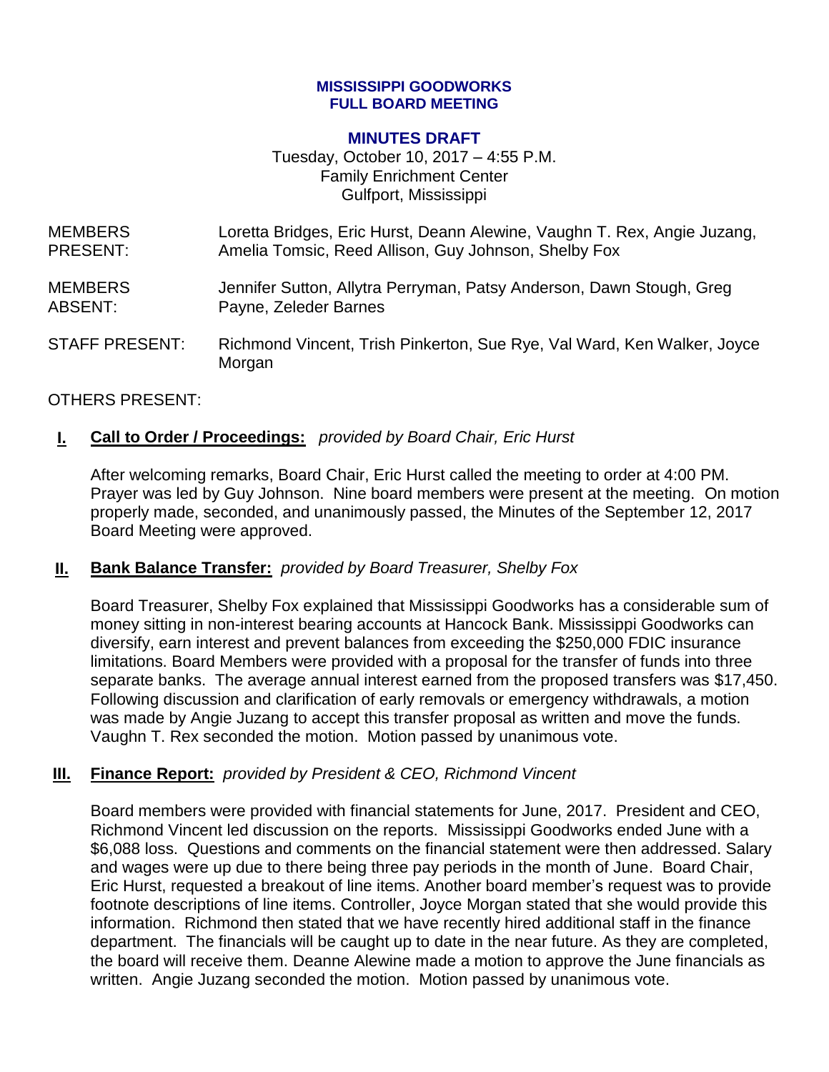**MISSISSIPPI GOODWORKS**
**FULL BOARD MEETING**

**MINUTES DRAFT**

Tuesday, October 10, 2017 – 4:55 P.M.
Family Enrichment Center
Gulfport, Mississippi

| | |
|---|---|
| MEMBERS PRESENT: | Loretta Bridges, Eric Hurst, Deann Alewine, Vaughn T. Rex, Angie Juzang, Amelia Tomsic, Reed Allison, Guy Johnson, Shelby Fox |
| MEMBERS ABSENT: | Jennifer Sutton, Allytra Perryman, Patsy Anderson, Dawn Stough, Greg Payne, Zeleder Barnes |
| STAFF PRESENT: | Richmond Vincent, Trish Pinkerton, Sue Rye, Val Ward, Ken Walker, Joyce Morgan |

OTHERS PRESENT:

## I. Call to Order / Proceedings: *provided by Board Chair, Eric Hurst*

After welcoming remarks, Board Chair, Eric Hurst called the meeting to order at 4:00 PM. Prayer was led by Guy Johnson. Nine board members were present at the meeting. On motion properly made, seconded, and unanimously passed, the Minutes of the September 12, 2017 Board Meeting were approved.

## II. Bank Balance Transfer: *provided by Board Treasurer, Shelby Fox*

Board Treasurer, Shelby Fox explained that Mississippi Goodworks has a considerable sum of money sitting in non-interest bearing accounts at Hancock Bank. Mississippi Goodworks can diversify, earn interest and prevent balances from exceeding the $250,000 FDIC insurance limitations. Board Members were provided with a proposal for the transfer of funds into three separate banks. The average annual interest earned from the proposed transfers was $17,450. Following discussion and clarification of early removals or emergency withdrawals, a motion was made by Angie Juzang to accept this transfer proposal as written and move the funds. Vaughn T. Rex seconded the motion. Motion passed by unanimous vote.

## III. Finance Report: *provided by President & CEO, Richmond Vincent*

Board members were provided with financial statements for June, 2017. President and CEO, Richmond Vincent led discussion on the reports. Mississippi Goodworks ended June with a $6,088 loss. Questions and comments on the financial statement were then addressed. Salary and wages were up due to there being three pay periods in the month of June. Board Chair, Eric Hurst, requested a breakout of line items. Another board member's request was to provide footnote descriptions of line items. Controller, Joyce Morgan stated that she would provide this information. Richmond then stated that we have recently hired additional staff in the finance department. The financials will be caught up to date in the near future. As they are completed, the board will receive them. Deanne Alewine made a motion to approve the June financials as written. Angie Juzang seconded the motion. Motion passed by unanimous vote.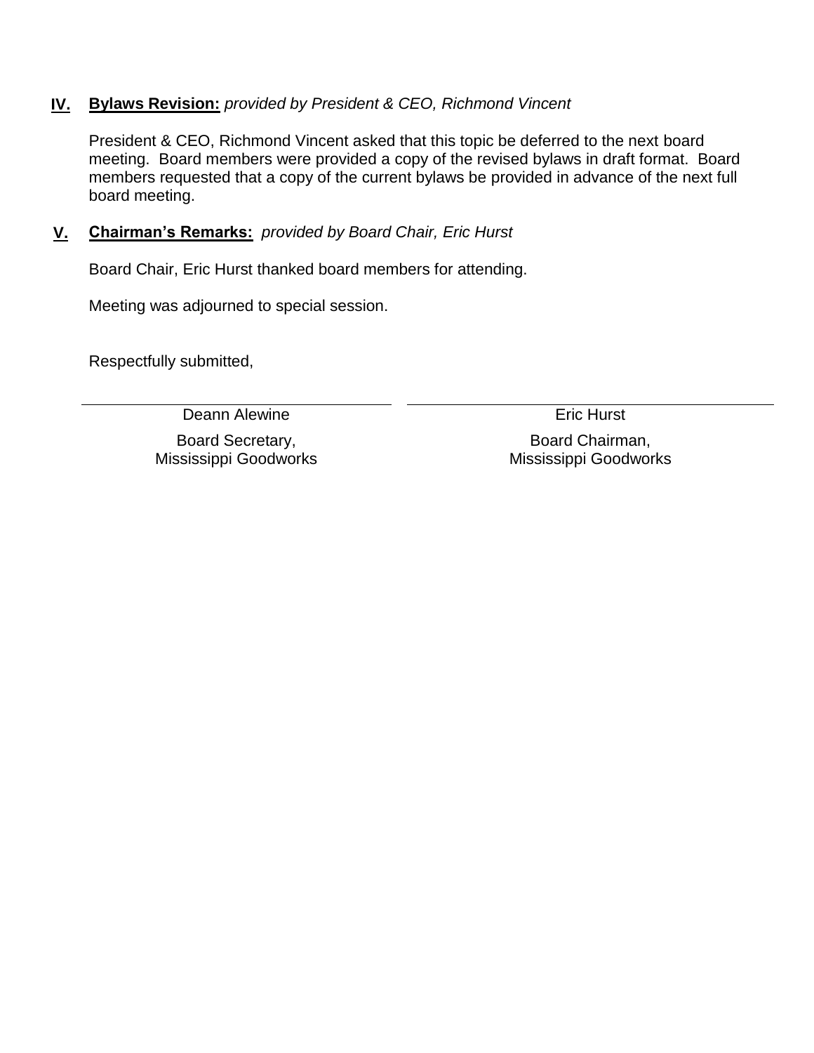**IV.** **Bylaws Revision:** *provided by President & CEO, Richmond Vincent*

President & CEO, Richmond Vincent asked that this topic be deferred to the next board meeting. Board members were provided a copy of the revised bylaws in draft format. Board members requested that a copy of the current bylaws be provided in advance of the next full board meeting.

**V.** **Chairman's Remarks:** *provided by Board Chair, Eric Hurst*

Board Chair, Eric Hurst thanked board members for attending.

Meeting was adjourned to special session.

Respectfully submitted,

| | |
|---|---|
| Deann Alewine | Eric Hurst |
| Board Secretary,<br>Mississippi Goodworks | Board Chairman,<br>Mississippi Goodworks |